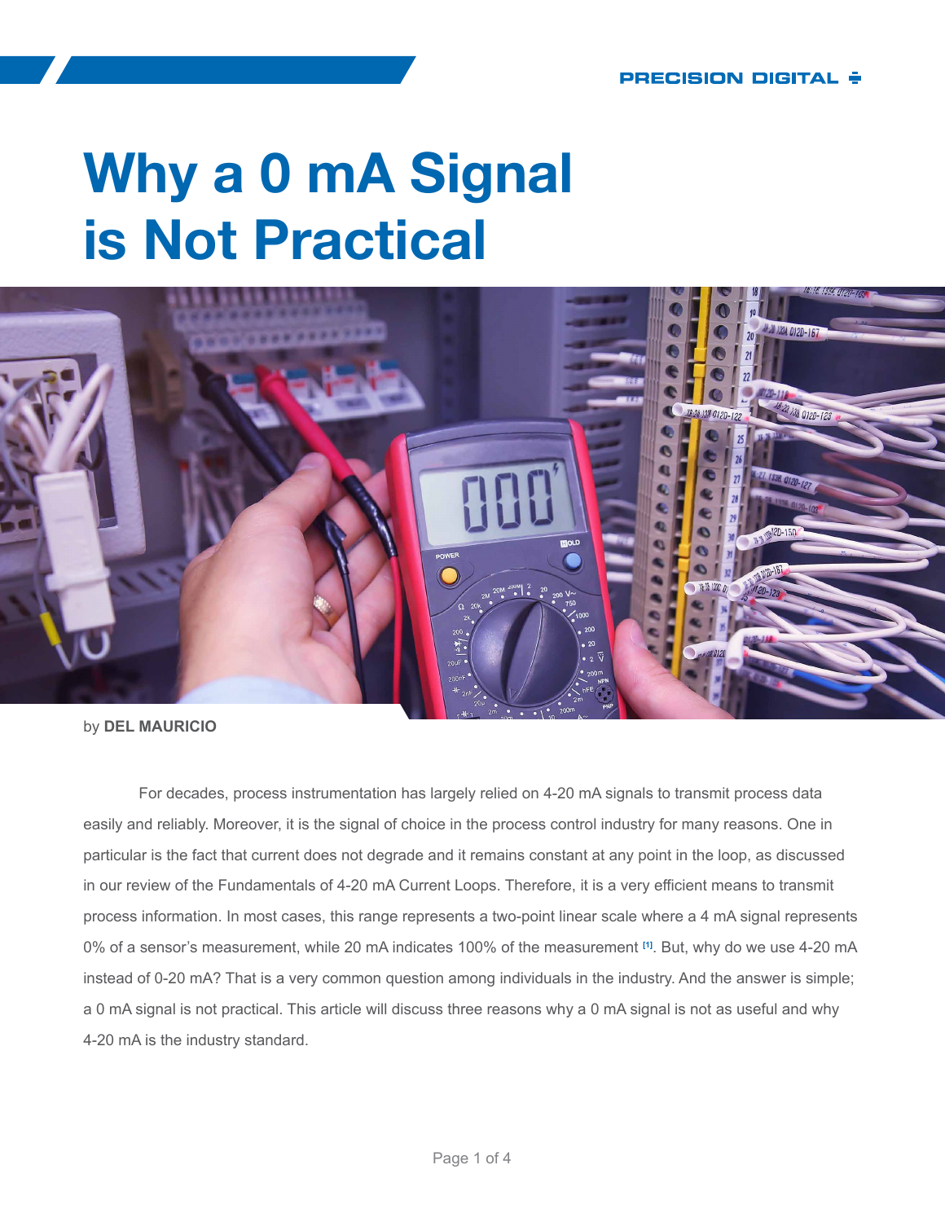# Why a 0 mA Signal is Not Practical

by **DEL MAURICIO**

For decades, process instrumentation has largely relied on 4-20 mA signals to transmit process data easily and reliably. Moreover, it is the signal of choice in the process control industry for many reasons. One in particular is the fact that current does not degrade and it remains constant at any point in the loop, as discussed in our review of the Fundamentals of 4-20 mA Current Loops. Therefore, it is a very efficient means to transmit process information. In most cases, this range represents a two-point linear scale where a 4 mA signal represents 0% of a sensor's measurement, while 20 mA indicates 100% of the measurement [1]. But, why do we use 4-20 mA instead of 0-20 mA? That is a very common question among individuals in the industry. And the answer is simple; a 0 mA signal is not practical. This article will discuss three reasons why a 0 mA signal is not as useful and why 4-20 mA is the industry standard.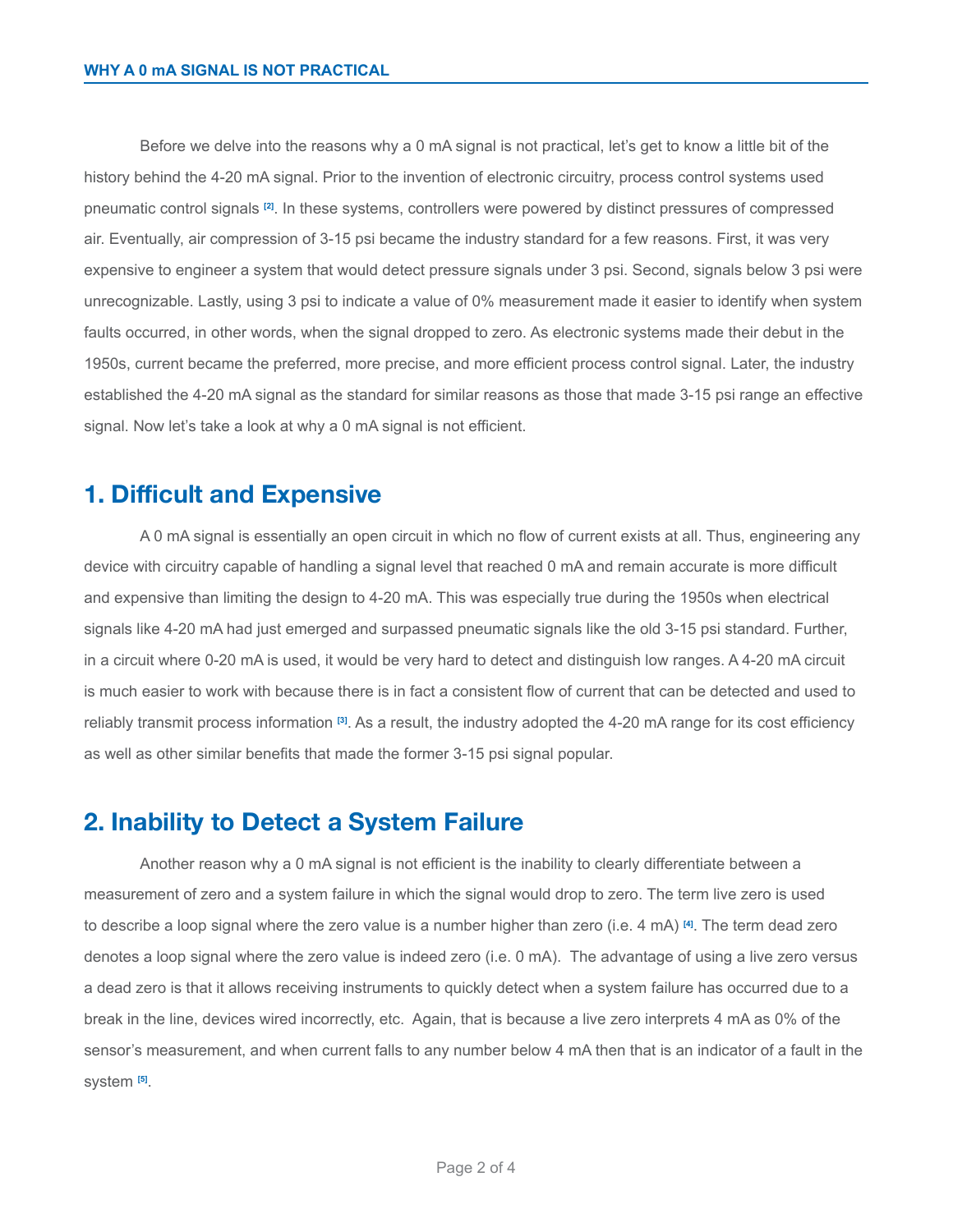## WHY A 0 mA SIGNAL IS NOT PRACTICAL

Before we delve into the reasons why a 0 mA signal is not practical, let's get to know a little bit of the history behind the 4-20 mA signal. Prior to the invention of electronic circuitry, process control systems used pneumatic control signals [2]. In these systems, controllers were powered by distinct pressures of compressed air. Eventually, air compression of 3-15 psi became the industry standard for a few reasons. First, it was very expensive to engineer a system that would detect pressure signals under 3 psi. Second, signals below 3 psi were unrecognizable. Lastly, using 3 psi to indicate a value of 0% measurement made it easier to identify when system faults occurred, in other words, when the signal dropped to zero. As electronic systems made their debut in the 1950s, current became the preferred, more precise, and more efficient process control signal. Later, the industry established the 4-20 mA signal as the standard for similar reasons as those that made 3-15 psi range an effective signal. Now let's take a look at why a 0 mA signal is not efficient.

## 1. Difficult and Expensive

A 0 mA signal is essentially an open circuit in which no flow of current exists at all. Thus, engineering any device with circuitry capable of handling a signal level that reached 0 mA and remain accurate is more difficult and expensive than limiting the design to 4-20 mA. This was especially true during the 1950s when electrical signals like 4-20 mA had just emerged and surpassed pneumatic signals like the old 3-15 psi standard. Further, in a circuit where 0-20 mA is used, it would be very hard to detect and distinguish low ranges. A 4-20 mA circuit is much easier to work with because there is in fact a consistent flow of current that can be detected and used to reliably transmit process information [3]. As a result, the industry adopted the 4-20 mA range for its cost efficiency as well as other similar benefits that made the former 3-15 psi signal popular.

## 2. Inability to Detect a System Failure

Another reason why a 0 mA signal is not efficient is the inability to clearly differentiate between a measurement of zero and a system failure in which the signal would drop to zero. The term live zero is used to describe a loop signal where the zero value is a number higher than zero (i.e. 4 mA) [4]. The term dead zero denotes a loop signal where the zero value is indeed zero (i.e. 0 mA). The advantage of using a live zero versus a dead zero is that it allows receiving instruments to quickly detect when a system failure has occurred due to a break in the line, devices wired incorrectly, etc. Again, that is because a live zero interprets 4 mA as 0% of the sensor's measurement, and when current falls to any number below 4 mA then that is an indicator of a fault in the system [5].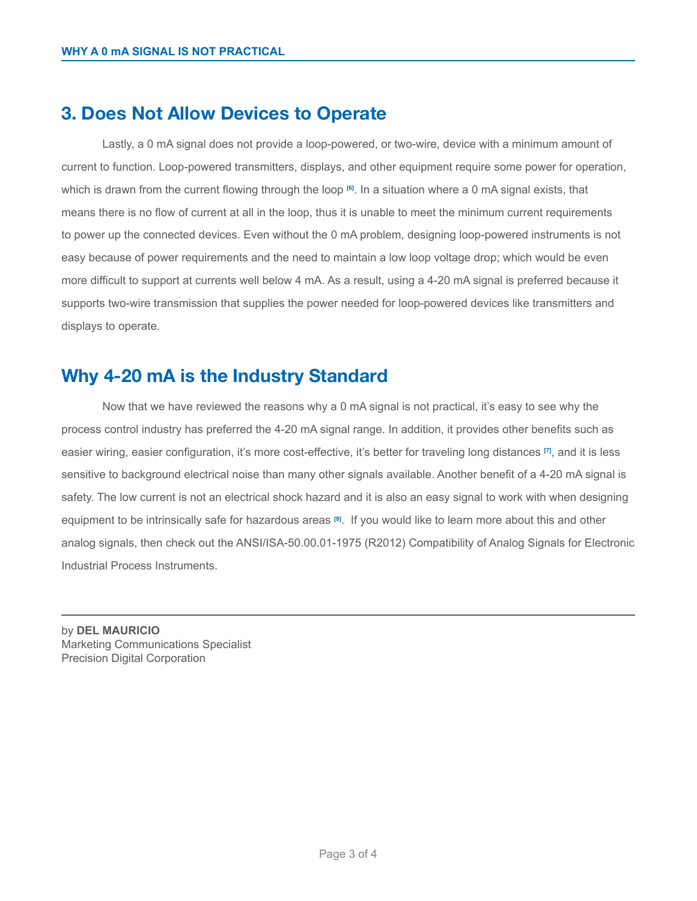## 3. Does Not Allow Devices to Operate

Lastly, a 0 mA signal does not provide a loop-powered, or two-wire, device with a minimum amount of current to function. Loop-powered transmitters, displays, and other equipment require some power for operation, which is drawn from the current flowing through the loop [6]. In a situation where a 0 mA signal exists, that means there is no flow of current at all in the loop, thus it is unable to meet the minimum current requirements to power up the connected devices. Even without the 0 mA problem, designing loop-powered instruments is not easy because of power requirements and the need to maintain a low loop voltage drop; which would be even more difficult to support at currents well below 4 mA. As a result, using a 4-20 mA signal is preferred because it supports two-wire transmission that supplies the power needed for loop-powered devices like transmitters and displays to operate.

## Why 4-20 mA is the Industry Standard

Now that we have reviewed the reasons why a 0 mA signal is not practical, it's easy to see why the process control industry has preferred the 4-20 mA signal range. In addition, it provides other benefits such as easier wiring, easier configuration, it's more cost-effective, it's better for traveling long distances [7], and it is less sensitive to background electrical noise than many other signals available. Another benefit of a 4-20 mA signal is safety. The low current is not an electrical shock hazard and it is also an easy signal to work with when designing equipment to be intrinsically safe for hazardous areas [8]. If you would like to learn more about this and other analog signals, then check out the ANSI/ISA-50.00.01-1975 (R2012) Compatibility of Analog Signals for Electronic Industrial Process Instruments.

---

by **DEL MAURICIO**
Marketing Communications Specialist
Precision Digital Corporation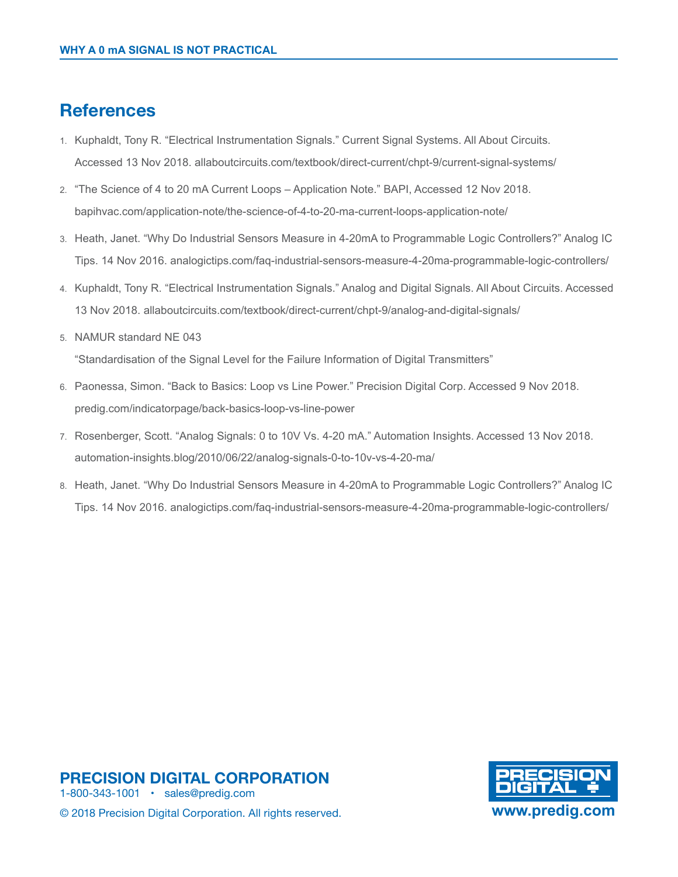## References

1. Kuphaldt, Tony R. "Electrical Instrumentation Signals." Current Signal Systems. All About Circuits. Accessed 13 Nov 2018. allaboutcircuits.com/textbook/direct-current/chpt-9/current-signal-systems/
2. "The Science of 4 to 20 mA Current Loops – Application Note." BAPI, Accessed 12 Nov 2018. bapihvac.com/application-note/the-science-of-4-to-20-ma-current-loops-application-note/
3. Heath, Janet. "Why Do Industrial Sensors Measure in 4-20mA to Programmable Logic Controllers?" Analog IC Tips. 14 Nov 2016. analogictips.com/faq-industrial-sensors-measure-4-20ma-programmable-logic-controllers/
4. Kuphaldt, Tony R. "Electrical Instrumentation Signals." Analog and Digital Signals. All About Circuits. Accessed 13 Nov 2018. allaboutcircuits.com/textbook/direct-current/chpt-9/analog-and-digital-signals/
5. NAMUR standard NE 043
   "Standardisation of the Signal Level for the Failure Information of Digital Transmitters"
6. Paonessa, Simon. "Back to Basics: Loop vs Line Power." Precision Digital Corp. Accessed 9 Nov 2018. predig.com/indicatorpage/back-basics-loop-vs-line-power
7. Rosenberger, Scott. "Analog Signals: 0 to 10V Vs. 4-20 mA." Automation Insights. Accessed 13 Nov 2018. automation-insights.blog/2010/06/22/analog-signals-0-to-10v-vs-4-20-ma/
8. Heath, Janet. "Why Do Industrial Sensors Measure in 4-20mA to Programmable Logic Controllers?" Analog IC Tips. 14 Nov 2016. analogictips.com/faq-industrial-sensors-measure-4-20ma-programmable-logic-controllers/

**PRECISION DIGITAL CORPORATION**

1-800-343-1001 • sales@predig.com

© 2018 Precision Digital Corporation. All rights reserved.

PRECISION DIGITAL

www.predig.com